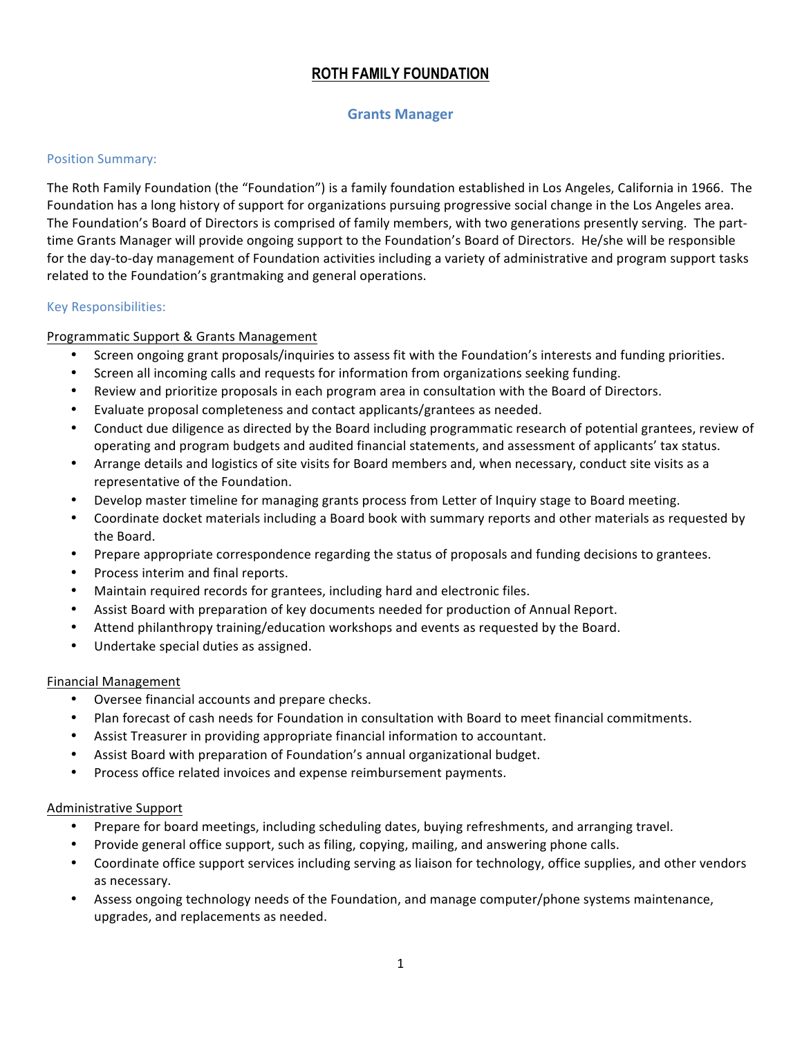# ROTH FAMILY FOUNDATION

## Grants Manager

### Position Summary:

The Roth Family Foundation (the "Foundation") is a family foundation established in Los Angeles, California in 1966. The Foundation has a long history of support for organizations pursuing progressive social change in the Los Angeles area. The Foundation's Board of Directors is comprised of family members, with two generations presently serving. The part-time Grants Manager will provide ongoing support to the Foundation's Board of Directors. He/she will be responsible for the day-to-day management of Foundation activities including a variety of administrative and program support tasks related to the Foundation's grantmaking and general operations.

### Key Responsibilities:

<u>Programmatic Support & Grants Management</u>

- Screen ongoing grant proposals/inquiries to assess fit with the Foundation's interests and funding priorities.
- Screen all incoming calls and requests for information from organizations seeking funding.
- Review and prioritize proposals in each program area in consultation with the Board of Directors.
- Evaluate proposal completeness and contact applicants/grantees as needed.
- Conduct due diligence as directed by the Board including programmatic research of potential grantees, review of operating and program budgets and audited financial statements, and assessment of applicants' tax status.
- Arrange details and logistics of site visits for Board members and, when necessary, conduct site visits as a representative of the Foundation.
- Develop master timeline for managing grants process from Letter of Inquiry stage to Board meeting.
- Coordinate docket materials including a Board book with summary reports and other materials as requested by the Board.
- Prepare appropriate correspondence regarding the status of proposals and funding decisions to grantees.
- Process interim and final reports.
- Maintain required records for grantees, including hard and electronic files.
- Assist Board with preparation of key documents needed for production of Annual Report.
- Attend philanthropy training/education workshops and events as requested by the Board.
- Undertake special duties as assigned.

<u>Financial Management</u>

- Oversee financial accounts and prepare checks.
- Plan forecast of cash needs for Foundation in consultation with Board to meet financial commitments.
- Assist Treasurer in providing appropriate financial information to accountant.
- Assist Board with preparation of Foundation's annual organizational budget.
- Process office related invoices and expense reimbursement payments.

<u>Administrative Support</u>

- Prepare for board meetings, including scheduling dates, buying refreshments, and arranging travel.
- Provide general office support, such as filing, copying, mailing, and answering phone calls.
- Coordinate office support services including serving as liaison for technology, office supplies, and other vendors as necessary.
- Assess ongoing technology needs of the Foundation, and manage computer/phone systems maintenance, upgrades, and replacements as needed.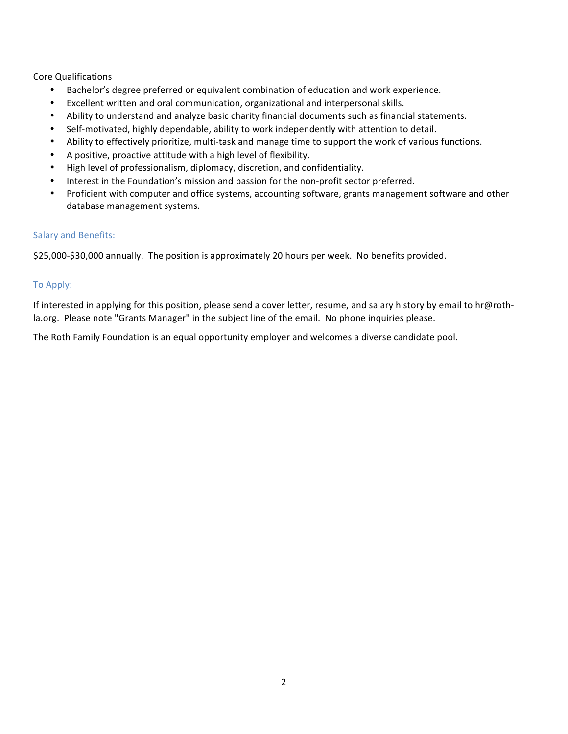<u>Core Qualifications</u>

- Bachelor's degree preferred or equivalent combination of education and work experience.
- Excellent written and oral communication, organizational and interpersonal skills.
- Ability to understand and analyze basic charity financial documents such as financial statements.
- Self-motivated, highly dependable, ability to work independently with attention to detail.
- Ability to effectively prioritize, multi-task and manage time to support the work of various functions.
- A positive, proactive attitude with a high level of flexibility.
- High level of professionalism, diplomacy, discretion, and confidentiality.
- Interest in the Foundation's mission and passion for the non-profit sector preferred.
- Proficient with computer and office systems, accounting software, grants management software and other database management systems.

## Salary and Benefits:

$25,000-$30,000 annually. The position is approximately 20 hours per week. No benefits provided.

## To Apply:

If interested in applying for this position, please send a cover letter, resume, and salary history by email to hr@roth-la.org. Please note "Grants Manager" in the subject line of the email. No phone inquiries please.

The Roth Family Foundation is an equal opportunity employer and welcomes a diverse candidate pool.